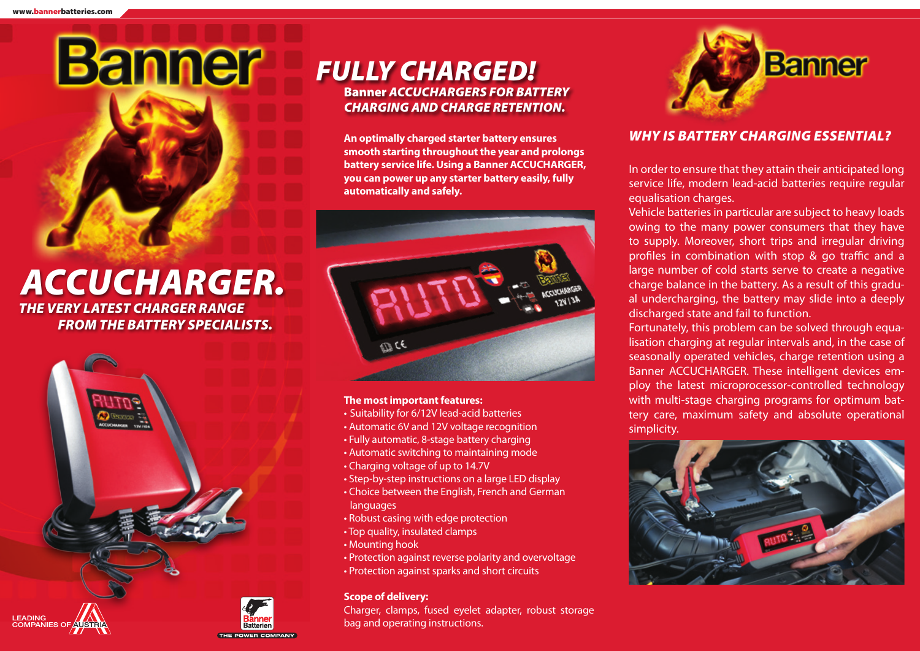# ACCUCHARGER.

***THE VERY LATEST CHARGER RANGE FROM THE BATTERY SPECIALISTS.***

# *FULLY CHARGED!*

## Banner *ACCUCHARGERS FOR BATTERY CHARGING AND CHARGE RETENTION.*

**An optimally charged starter battery ensures smooth starting throughout the year and prolongs battery service life. Using a Banner ACCUCHARGER, you can power up any starter battery easily, fully automatically and safely.**

**The most important features:**

- Suitability for 6/12V lead-acid batteries
- Automatic 6V and 12V voltage recognition
- Fully automatic, 8-stage battery charging
- Automatic switching to maintaining mode
- Charging voltage of up to 14.7V
- Step-by-step instructions on a large LED display
- Choice between the English, French and German languages
- Robust casing with edge protection
- Top quality, insulated clamps
- Mounting hook
- Protection against reverse polarity and overvoltage
- Protection against sparks and short circuits

**Scope of delivery:**

Charger, clamps, fused eyelet adapter, robust storage bag and operating instructions.

## *WHY IS BATTERY CHARGING ESSENTIAL?*

In order to ensure that they attain their anticipated long service life, modern lead-acid batteries require regular equalisation charges.

Vehicle batteries in particular are subject to heavy loads owing to the many power consumers that they have to supply. Moreover, short trips and irregular driving profiles in combination with stop & go traffic and a large number of cold starts serve to create a negative charge balance in the battery. As a result of this gradual undercharging, the battery may slide into a deeply discharged state and fail to function.

Fortunately, this problem can be solved through equalisation charging at regular intervals and, in the case of seasonally operated vehicles, charge retention using a Banner ACCUCHARGER. These intelligent devices employ the latest microprocessor-controlled technology with multi-stage charging programs for optimum battery care, maximum safety and absolute operational simplicity.

LEADING COMPANIES OF AUSTRIA

Banner Batterien – THE POWER COMPANY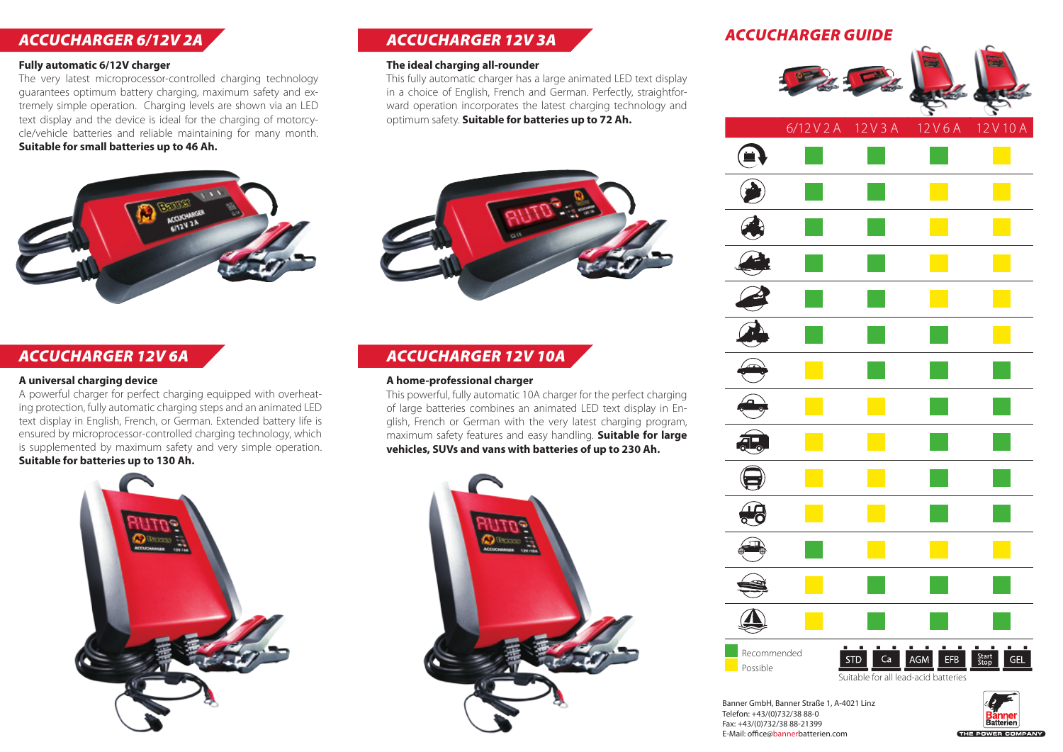## ACCUCHARGER 6/12V 2A

**Fully automatic 6/12V charger**

The very latest microprocessor-controlled charging technology guarantees optimum battery charging, maximum safety and extremely simple operation. Charging levels are shown via an LED text display and the device is ideal for the charging of motorcycle/vehicle batteries and reliable maintaining for many month. **Suitable for small batteries up to 46 Ah.**

## ACCUCHARGER 12V 3A

**The ideal charging all-rounder**

This fully automatic charger has a large animated LED text display in a choice of English, French and German. Perfectly, straightforward operation incorporates the latest charging technology and optimum safety. **Suitable for batteries up to 72 Ah.**

## ACCUCHARGER 12V 6A

**A universal charging device**

A powerful charger for perfect charging equipped with overheating protection, fully automatic charging steps and an animated LED text display in English, French, or German. Extended battery life is ensured by microprocessor-controlled charging technology, which is supplemented by maximum safety and very simple operation. **Suitable for batteries up to 130 Ah.**

## ACCUCHARGER 12V 10A

**A home-professional charger**

This powerful, fully automatic 10A charger for the perfect charging of large batteries combines an animated LED text display in English, French or German, with the very latest charging program, maximum safety features and easy handling. **Suitable for large vehicles, SUVs and vans with batteries of up to 230 Ah.**

## ACCUCHARGER GUIDE

| | 6/12V 2A | 12V 3A | 12V 6A | 12V 10A |
|---|---|---|---|---|
| | Recommended | Recommended | Recommended | Possible |
| | Recommended | Recommended | Possible | Possible |
| | Recommended | Recommended | Possible | Possible |
| | Recommended | Recommended | Possible | Possible |
| | Recommended | Recommended | Possible | Possible |
| | Recommended | Recommended | Recommended | Possible |
| | Possible | Recommended | Recommended | Recommended |
| | Possible | Possible | Recommended | Recommended |
| | Possible | Possible | Recommended | Recommended |
| | Possible | Possible | Recommended | Recommended |
| | Possible | Possible | Recommended | Recommended |
| | Recommended | Possible | Possible | Possible |
| | Possible | Recommended | Recommended | Recommended |
| | Possible | Recommended | Recommended | Recommended |

Recommended
Possible

STD | Ca | AGM | EFB | Start Stop | GEL

Suitable for all lead-acid batteries

Banner GmbH, Banner Straße 1, A-4021 Linz
Telefon: +43/(0)732/38 88-0
Fax: +43/(0)732/38 88-21399
E-Mail: office@bannerbatterien.com

Banner Batterien
THE POWER COMPANY